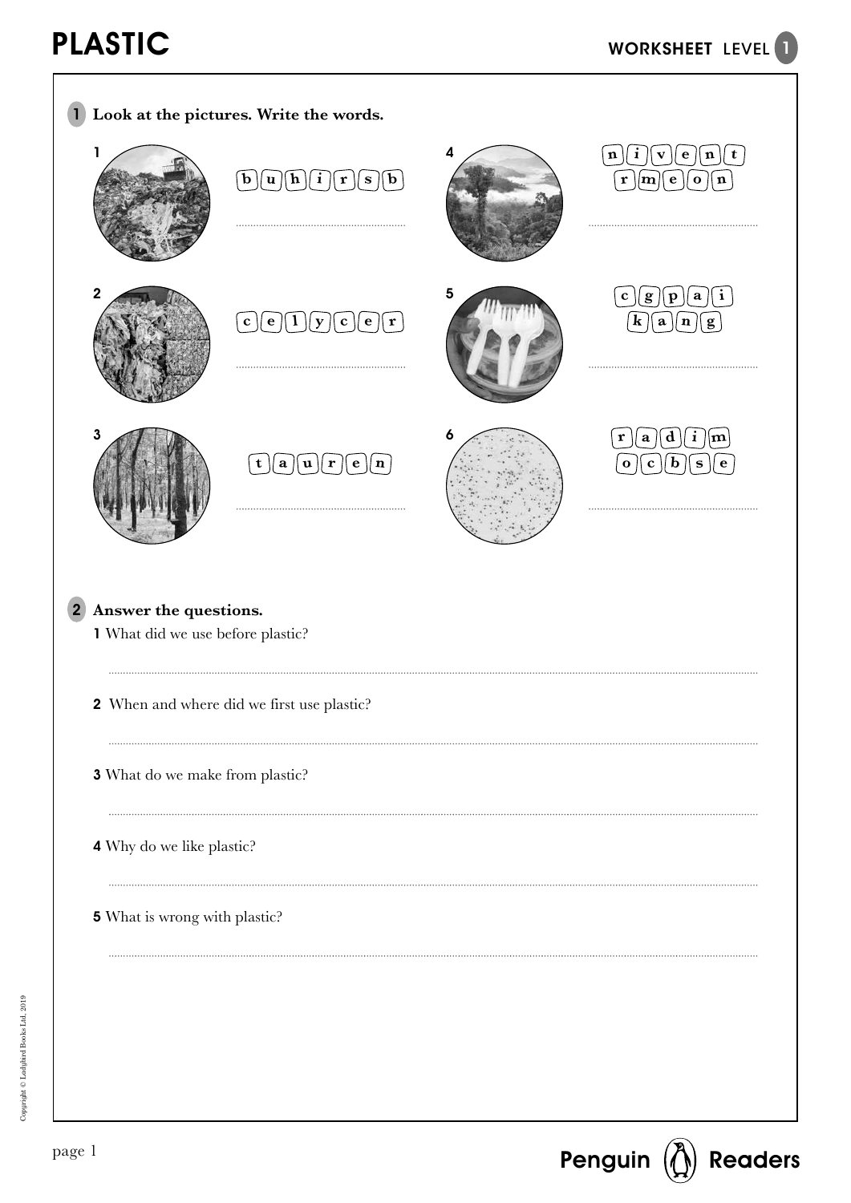# PLASTIC

WORKSHEET LEVEL 1

## 1 Look at the pictures. Write the words.

1 b u h i r s b

..........................................

2 c e l y c e r

..........................................

3 t a u r e n

..........................................

4 n i v e n t r m e o n

..........................................

5 c g p a i k a n g

..........................................

6 r a d i m o c b s e

..........................................

## 2 Answer the questions.

**1** What did we use before plastic?

..........................................

**2** When and where did we first use plastic?

..........................................

**3** What do we make from plastic?

..........................................

**4** Why do we like plastic?

..........................................

**5** What is wrong with plastic?

..........................................

Copyright © Ladybird Books Ltd, 2019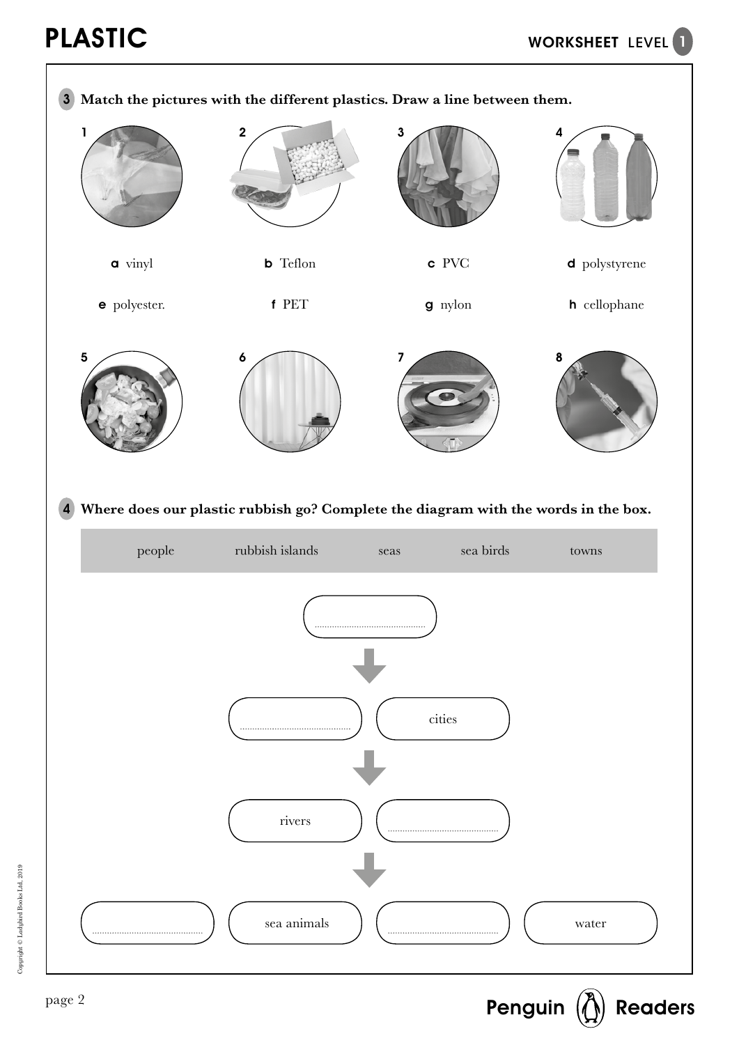**3 Match the pictures with the different plastics. Draw a line between them.**

1 2 3 4

**a** vinyl **b** Teflon **c** PVC **d** polystyrene

**e** polyester. **f** PET **g** nylon **h** cellophane

5 6 7 8

**4 Where does our plastic rubbish go? Complete the diagram with the words in the box.**

| people | rubbish islands | seas | sea birds | towns |
|---|---|---|---|---|

............................................

↓

............................................ | cities

↓

rivers | ............................................

↓

............................................ | sea animals | ............................................ | water

page 2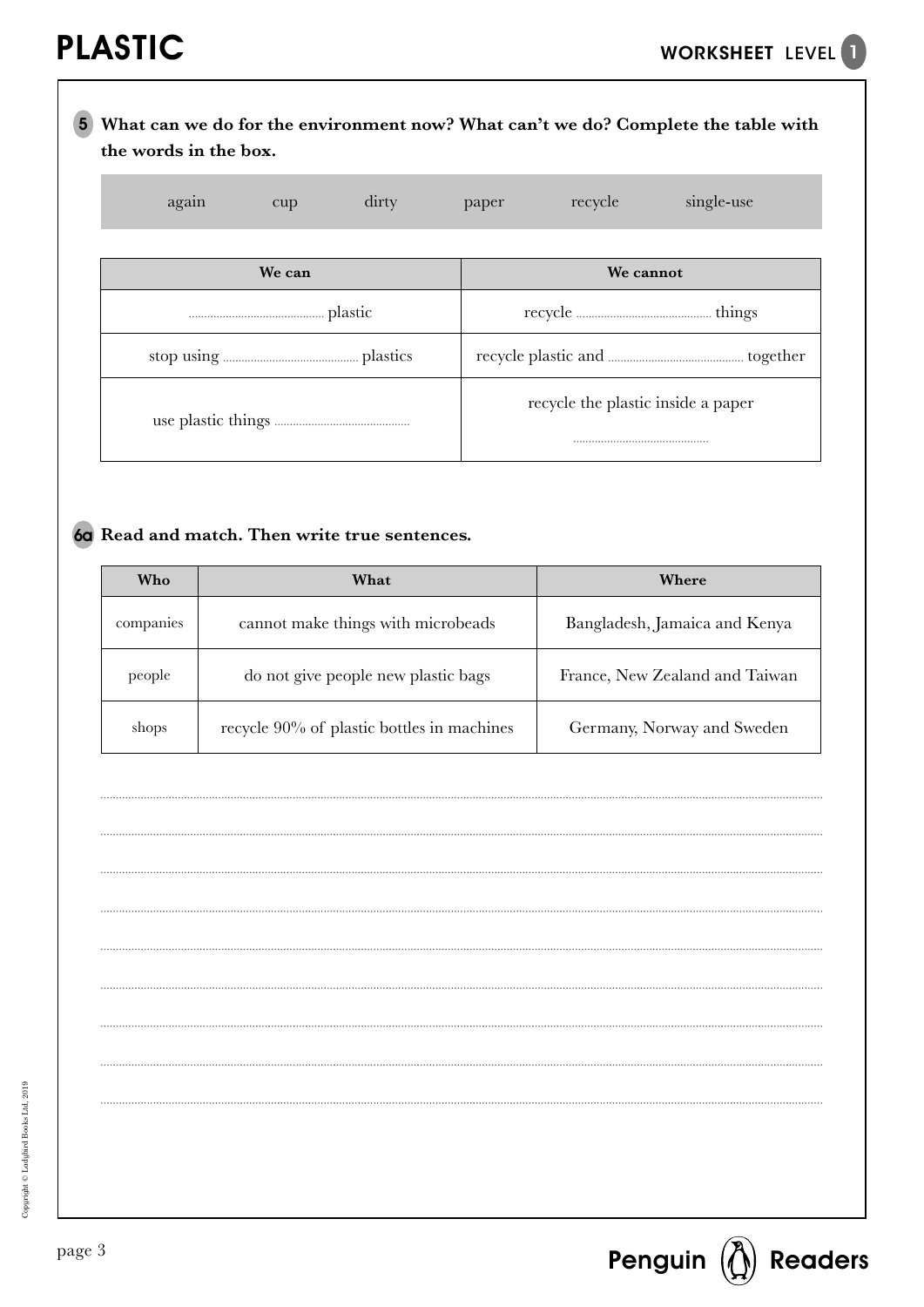**5** **What can we do for the environment now? What can't we do? Complete the table with the words in the box.**

again cup dirty paper recycle single-use

| We can | We cannot |
| --- | --- |
| ............................ plastic | recycle ............................ things |
| stop using ............................ plastics | recycle plastic and ............................ together |
| use plastic things ............................ | recycle the plastic inside a paper ............................ |

**6a** **Read and match. Then write true sentences.**

| Who | What | Where |
| --- | --- | --- |
| companies | cannot make things with microbeads | Bangladesh, Jamaica and Kenya |
| people | do not give people new plastic bags | France, New Zealand and Taiwan |
| shops | recycle 90% of plastic bottles in machines | Germany, Norway and Sweden |

..................................................................................................................................................

..................................................................................................................................................

..................................................................................................................................................

..................................................................................................................................................

..................................................................................................................................................

..................................................................................................................................................

..................................................................................................................................................

..................................................................................................................................................

..................................................................................................................................................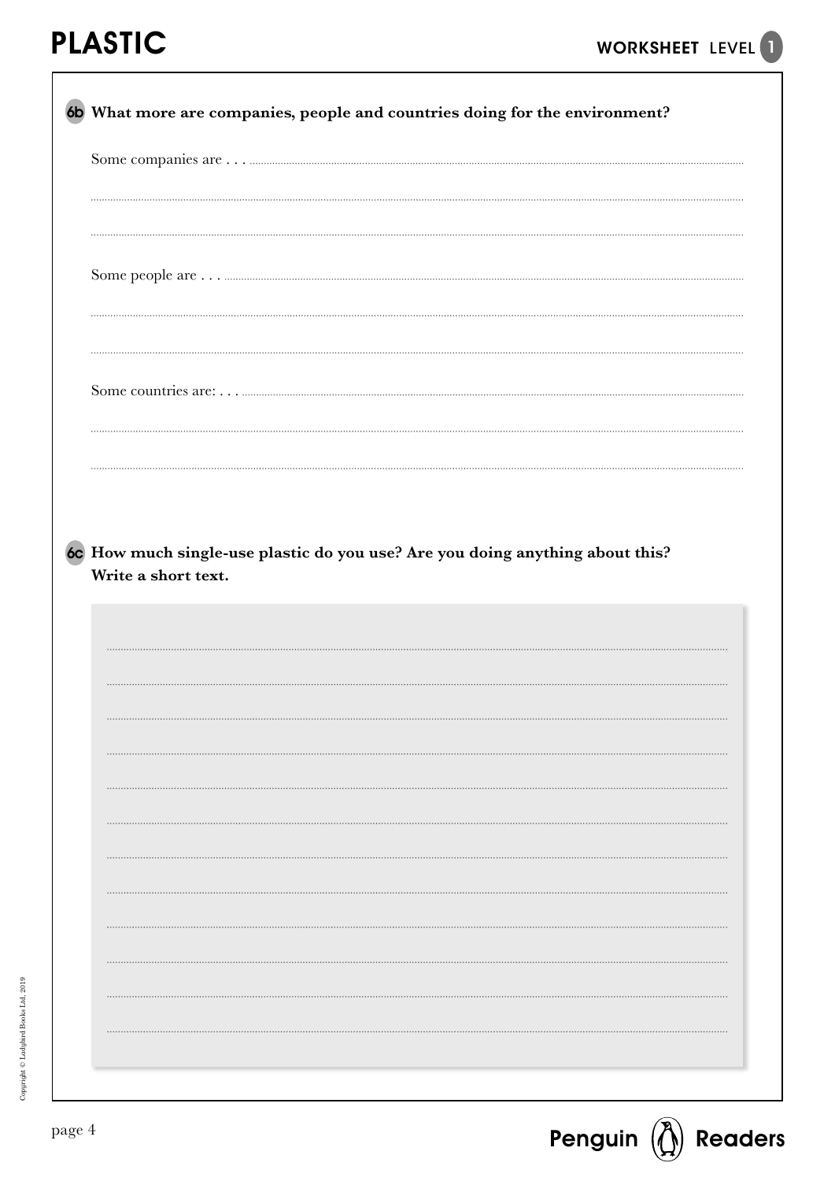**6b** **What more are companies, people and countries doing for the environment?**

Some companies are . . . ..........................................................................................

..........................................................................................

..........................................................................................

Some people are . . . ..........................................................................................

..........................................................................................

..........................................................................................

Some countries are: . . . ..........................................................................................

..........................................................................................

..........................................................................................

**6c** **How much single-use plastic do you use? Are you doing anything about this? Write a short text.**

..........................................................................................

..........................................................................................

..........................................................................................

..........................................................................................

..........................................................................................

..........................................................................................

..........................................................................................

..........................................................................................

..........................................................................................

..........................................................................................

..........................................................................................

..........................................................................................

Copyright © Ladybird Books Ltd, 2019